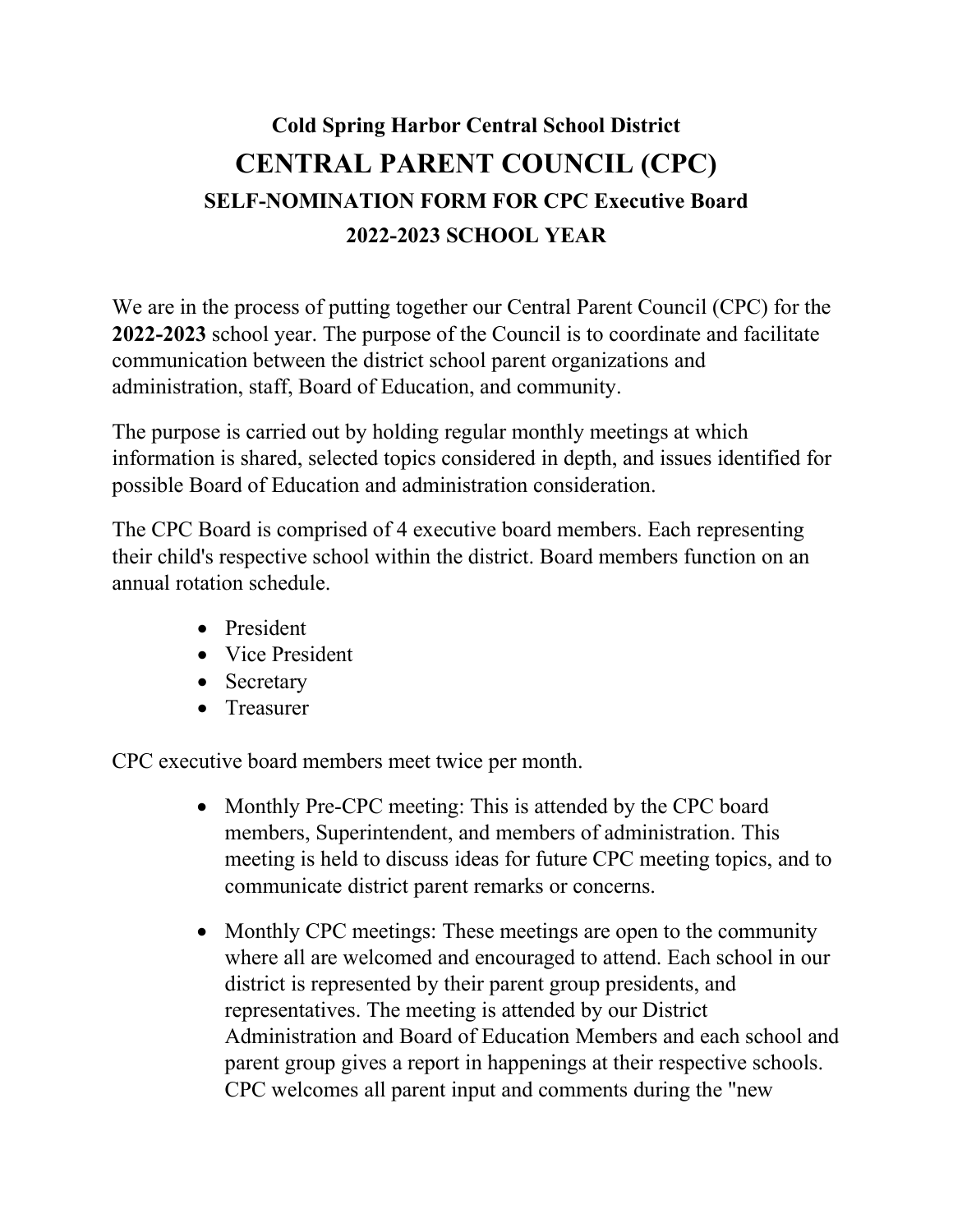## Cold Spring Harbor Central School District

# CENTRAL PARENT COUNCIL (CPC)

### SELF-NOMINATION FORM FOR CPC Executive Board

### 2022-2023 SCHOOL YEAR

We are in the process of putting together our Central Parent Council (CPC) for the **2022-2023** school year. The purpose of the Council is to coordinate and facilitate communication between the district school parent organizations and administration, staff, Board of Education, and community.

The purpose is carried out by holding regular monthly meetings at which information is shared, selected topics considered in depth, and issues identified for possible Board of Education and administration consideration.

The CPC Board is comprised of 4 executive board members. Each representing their child's respective school within the district. Board members function on an annual rotation schedule.

- President
- Vice President
- Secretary
- Treasurer

CPC executive board members meet twice per month.

- Monthly Pre-CPC meeting: This is attended by the CPC board members, Superintendent, and members of administration. This meeting is held to discuss ideas for future CPC meeting topics, and to communicate district parent remarks or concerns.
- Monthly CPC meetings: These meetings are open to the community where all are welcomed and encouraged to attend. Each school in our district is represented by their parent group presidents, and representatives. The meeting is attended by our District Administration and Board of Education Members and each school and parent group gives a report in happenings at their respective schools. CPC welcomes all parent input and comments during the "new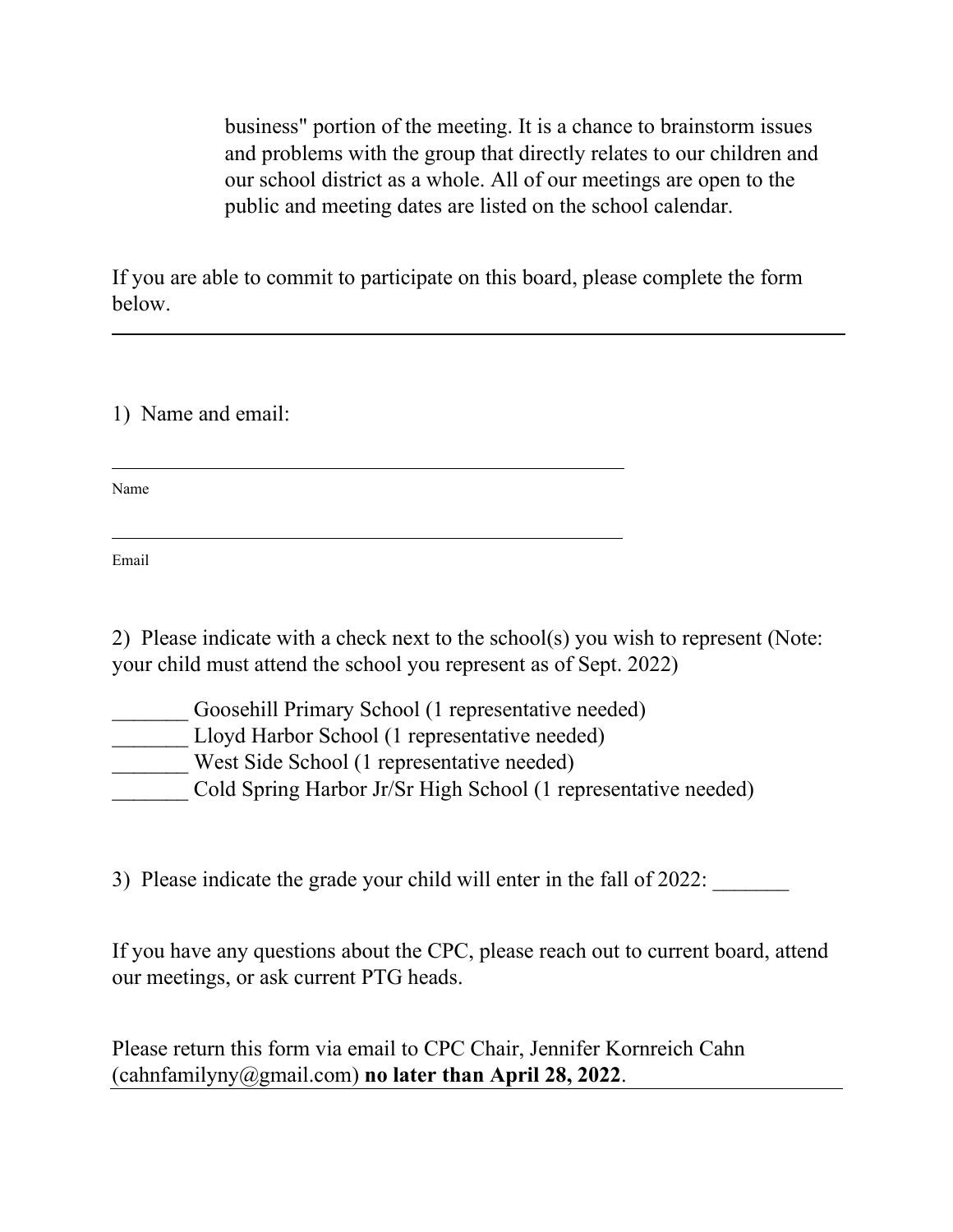business" portion of the meeting. It is a chance to brainstorm issues and problems with the group that directly relates to our children and our school district as a whole. All of our meetings are open to the public and meeting dates are listed on the school calendar.

If you are able to commit to participate on this board, please complete the form below.

---

1) Name and email:

_______________________________________________

Name

_______________________________________________

Email

2) Please indicate with a check next to the school(s) you wish to represent (Note: your child must attend the school you represent as of Sept. 2022)

_______ Goosehill Primary School (1 representative needed)
_______ Lloyd Harbor School (1 representative needed)
_______ West Side School (1 representative needed)
_______ Cold Spring Harbor Jr/Sr High School (1 representative needed)

3) Please indicate the grade your child will enter in the fall of 2022: _______

If you have any questions about the CPC, please reach out to current board, attend our meetings, or ask current PTG heads.

Please return this form via email to CPC Chair, Jennifer Kornreich Cahn (cahnfamilyny@gmail.com) **no later than April 28, 2022**.